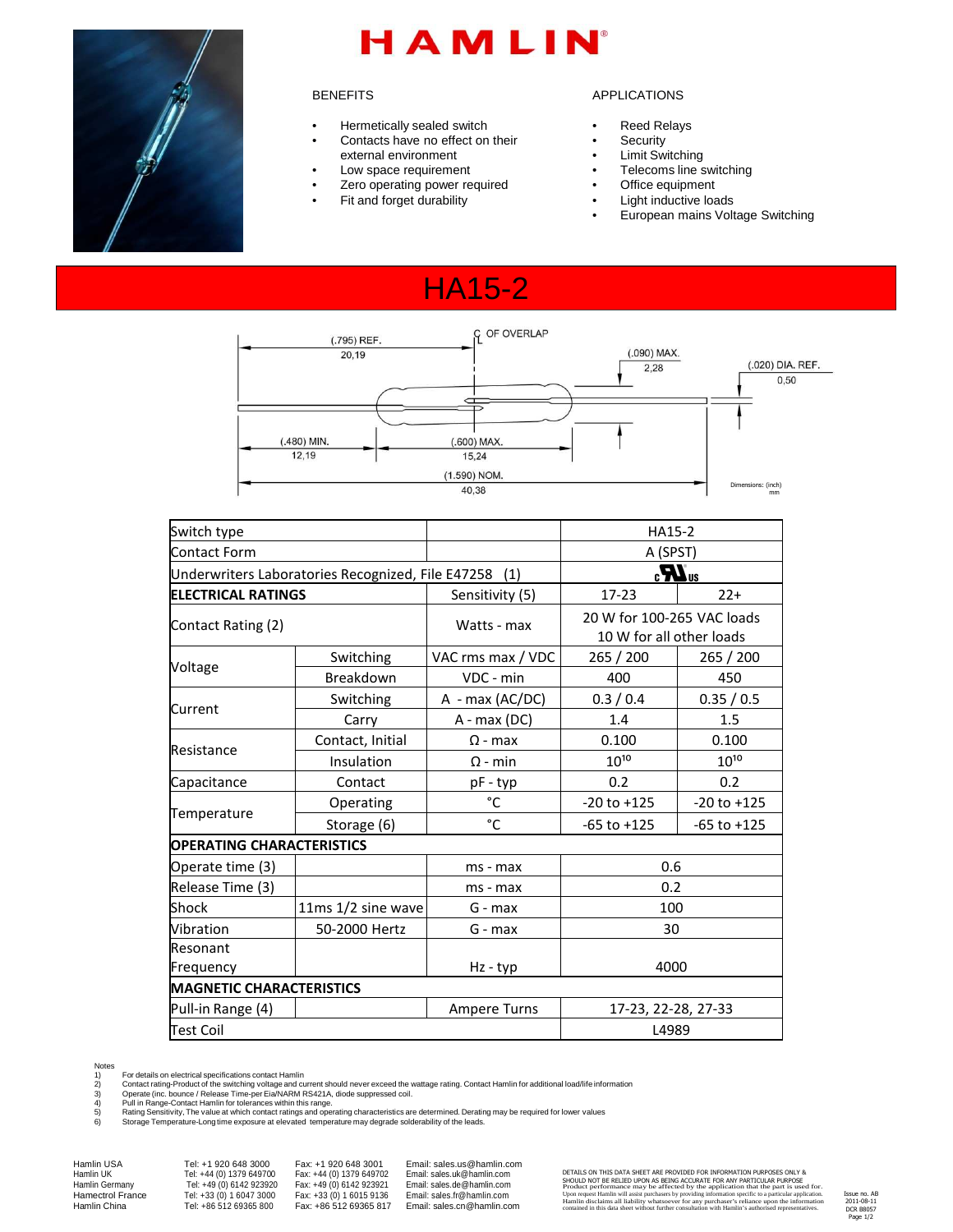# HAMLIN

## BENEFITS

- Hermetically sealed switch
- Contacts have no effect on their external environment
- Low space requirement
- Zero operating power required
- Fit and forget durability

## APPLICATIONS

- Reed Relays
- Security
- Limit Switching
- Telecoms line switching
- Office equipment
- Light inductive loads
- European mains Voltage Switching

# HA15-2

(.795) REF. 20,19

℄ OF OVERLAP

(.090) MAX. 2,28

(.020) DIA. REF. 0,50

(.480) MIN. 12,19

(.600) MAX. 15,24

(1.590) NOM. 40,38

Dimensions: (inch) mm

| Switch type | | | HA15-2 | |
|---|---|---|---|---|
| Contact Form | | | A (SPST) | |
| Underwriters Laboratories Recognized, File E47258 (1) | | | cURus | |
| **ELECTRICAL RATINGS** | | Sensitivity (5) | 17-23 | 22+ |
| Contact Rating (2) | | Watts - max | 20 W for 100-265 VAC loads 10 W for all other loads | |
| Voltage | Switching | VAC rms max / VDC | 265 / 200 | 265 / 200 |
| | Breakdown | VDC - min | 400 | 450 |
| Current | Switching | A - max (AC/DC) | 0.3 / 0.4 | 0.35 / 0.5 |
| | Carry | A - max (DC) | 1.4 | 1.5 |
| Resistance | Contact, Initial | Ω - max | 0.100 | 0.100 |
| | Insulation | Ω - min | $10^{10}$ | $10^{10}$ |
| Capacitance | Contact | pF - typ | 0.2 | 0.2 |
| Temperature | Operating | °C | -20 to +125 | -20 to +125 |
| | Storage (6) | °C | -65 to +125 | -65 to +125 |
| **OPERATING CHARACTERISTICS** | | | | |
| Operate time (3) | | ms - max | 0.6 | |
| Release Time (3) | | ms - max | 0.2 | |
| Shock | 11ms 1/2 sine wave | G - max | 100 | |
| Vibration | 50-2000 Hertz | G - max | 30 | |
| Resonant Frequency | | Hz - typ | 4000 | |
| **MAGNETIC CHARACTERISTICS** | | | | |
| Pull-in Range (4) | | Ampere Turns | 17-23, 22-28, 27-33 | |
| Test Coil | | | L4989 | |

Notes
1) For details on electrical specifications contact Hamlin
2) Contact rating-Product of the switching voltage and current should never exceed the wattage rating. Contact Hamlin for additional load/life information
3) Operate (inc. bounce / Release Time-per Eia/NARM RS421A, diode suppressed coil.
4) Pull in Range-Contact Hamlin for tolerances within this range.
5) Rating Sensitivity, The value at which contact ratings and operating characteristics are determined. Derating may be required for lower values
6) Storage Temperature-Long time exposure at elevated temperature may degrade solderability of the leads.

| | Tel | Fax | Email |
|---|---|---|---|
| Hamlin USA | Tel: +1 920 648 3000 | Fax: +1 920 648 3001 | Email: sales.us@hamlin.com |
| Hamlin UK | Tel: +44 (0) 1379 649700 | Fax: +44 (0) 1379 649702 | Email: sales.uk@hamlin.com |
| Hamlin Germany | Tel: +49 (0) 6142 923920 | Fax: +49 (0) 6142 923921 | Email: sales.de@hamlin.com |
| Hamectrol France | Tel: +33 (0) 1 6047 3000 | Fax: +33 (0) 1 6015 9136 | Email: sales.fr@hamlin.com |
| Hamlin China | Tel: +86 512 69365 800 | Fax: +86 512 69365 817 | Email: sales.cn@hamlin.com |

DETAILS ON THIS DATA SHEET ARE PROVIDED FOR INFORMATION PURPOSES ONLY & SHOULD NOT BE RELIED UPON AS BEING ACCURATE FOR ANY PARTICULAR PURPOSE. Product performance may be affected by the application that the part is used for. Upon request Hamlin will assist purchasers by providing information specific to a particular application. Hamlin disclaims all liability whatsoever for any purchaser's reliance upon the information contained in this data sheet without further consultation with Hamlin's authorised representatives.

Issue no. A8
2011-08-11
DCR 88057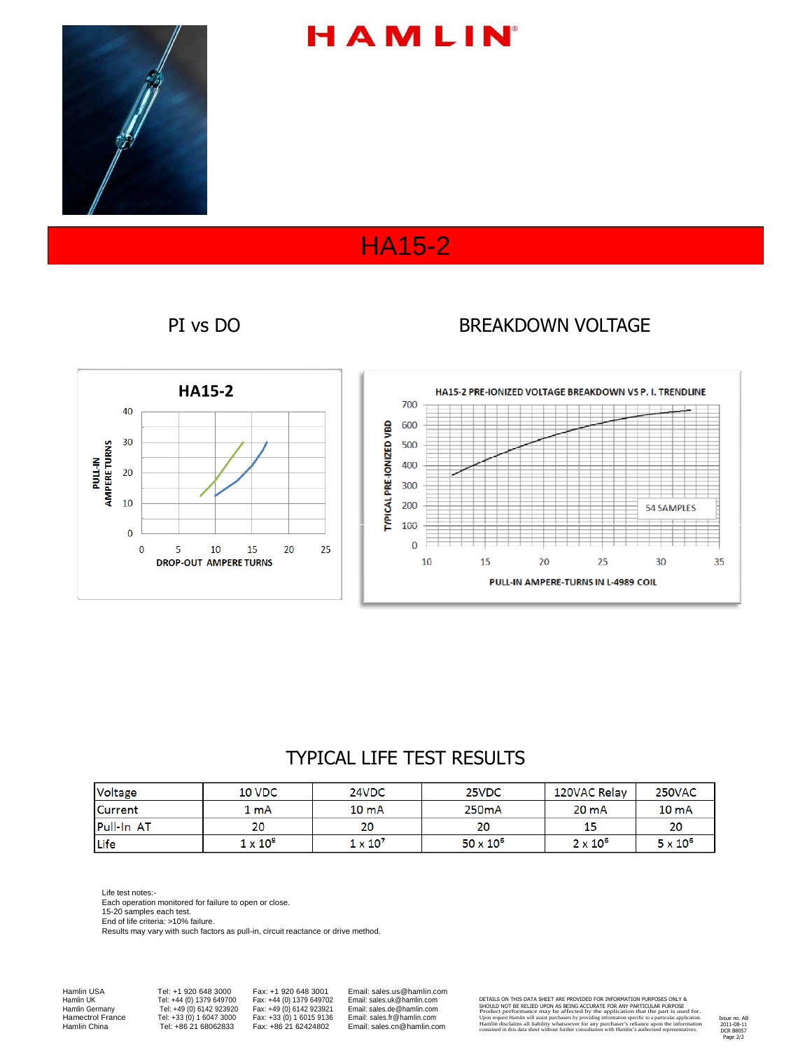# HAMLIN

## HA15-2

### PI vs DO

**HA15-2**

PULL-IN AMPERE TURNS

DROP-OUT AMPERE TURNS

### BREAKDOWN VOLTAGE

HA15-2 PRE-IONIZED VOLTAGE BREAKDOWN VS P. I. TRENDLINE

TYPICAL PRE-IONIZED VBD

54 SAMPLES

PULL-IN AMPERE-TURNS IN L-4989 COIL

## TYPICAL LIFE TEST RESULTS

| Voltage | 10 VDC | 24VDC | 25VDC | 120VAC Relay | 250VAC |
|---|---|---|---|---|---|
| Current | 1 mA | 10 mA | 250mA | 20 mA | 10 mA |
| Pull-In AT | 20 | 20 | 20 | 15 | 20 |
| Life | $1 \times 10^8$ | $1 \times 10^7$ | $50 \times 10^6$ | $2 \times 10^6$ | $5 \times 10^6$ |

Life test notes:-
Each operation monitored for failure to open or close.
15-20 samples each test.
End of life criteria: >10% failure.
Results may vary with such factors as pull-in, circuit reactance or drive method.

| | Tel | Fax | Email |
|---|---|---|---|
| Hamlin USA | Tel: +1 920 648 3000 | Fax: +1 920 648 3001 | Email: sales.us@hamlin.com |
| Hamlin UK | Tel: +44 (0) 1379 649700 | Fax: +44 (0) 1379 649702 | Email: sales.uk@hamlin.com |
| Hamlin Germany | Tel: +49 (0) 6142 923920 | Fax: +49 (0) 6142 923921 | Email: sales.de@hamlin.com |
| Hamectrol France | Tel: +33 (0) 1 6047 3000 | Fax: +33 (0) 1 6015 9136 | Email: sales.fr@hamlin.com |
| Hamlin China | Tel: +86 21 68062833 | Fax: +86 21 62424802 | Email: sales.cn@hamlin.com |

DETAILS ON THIS DATA SHEET ARE PROVIDED FOR INFORMATION PURPOSES ONLY & SHOULD NOT BE RELIED UPON AS BEING ACCURATE FOR ANY PARTICULAR PURPOSE
Product performance may be affected by the application that the part is used for. Upon request Hamlin will assist purchasers by providing information specific to a particular application. Hamlin disclaims all liability whatsoever for any purchaser's reliance upon the information contained in this data sheet without further consultation with Hamlin's authorised representatives.

Issue no. AB
2011-08-11
DCR 88057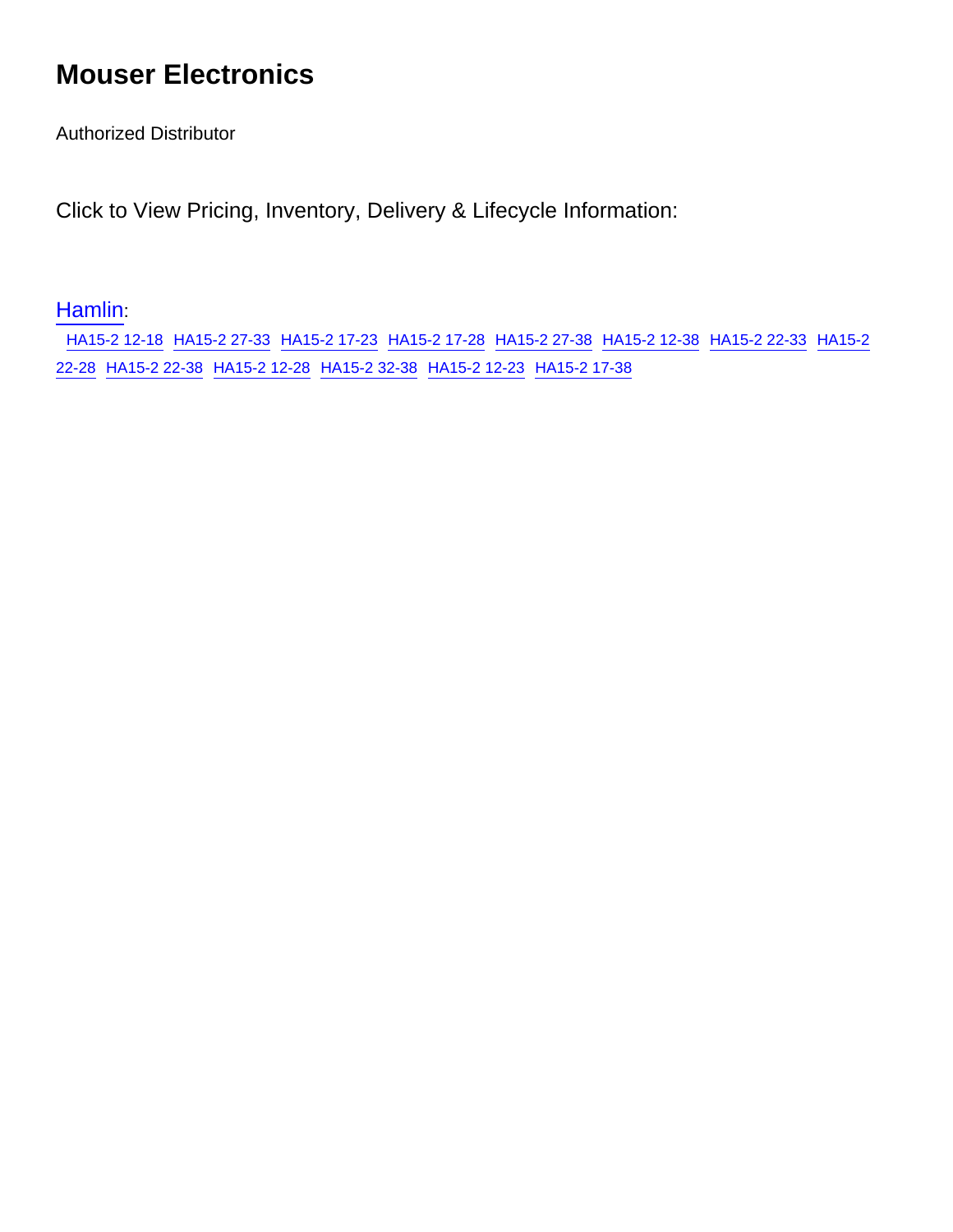# Mouser Electronics

Authorized Distributor

Click to View Pricing, Inventory, Delivery & Lifecycle Information:

Hamlin:

HA15-2 12-18 HA15-2 27-33 HA15-2 17-23 HA15-2 17-28 HA15-2 27-38 HA15-2 12-38 HA15-2 22-33 HA15-2 22-28 HA15-2 22-38 HA15-2 12-28 HA15-2 32-38 HA15-2 12-23 HA15-2 17-38